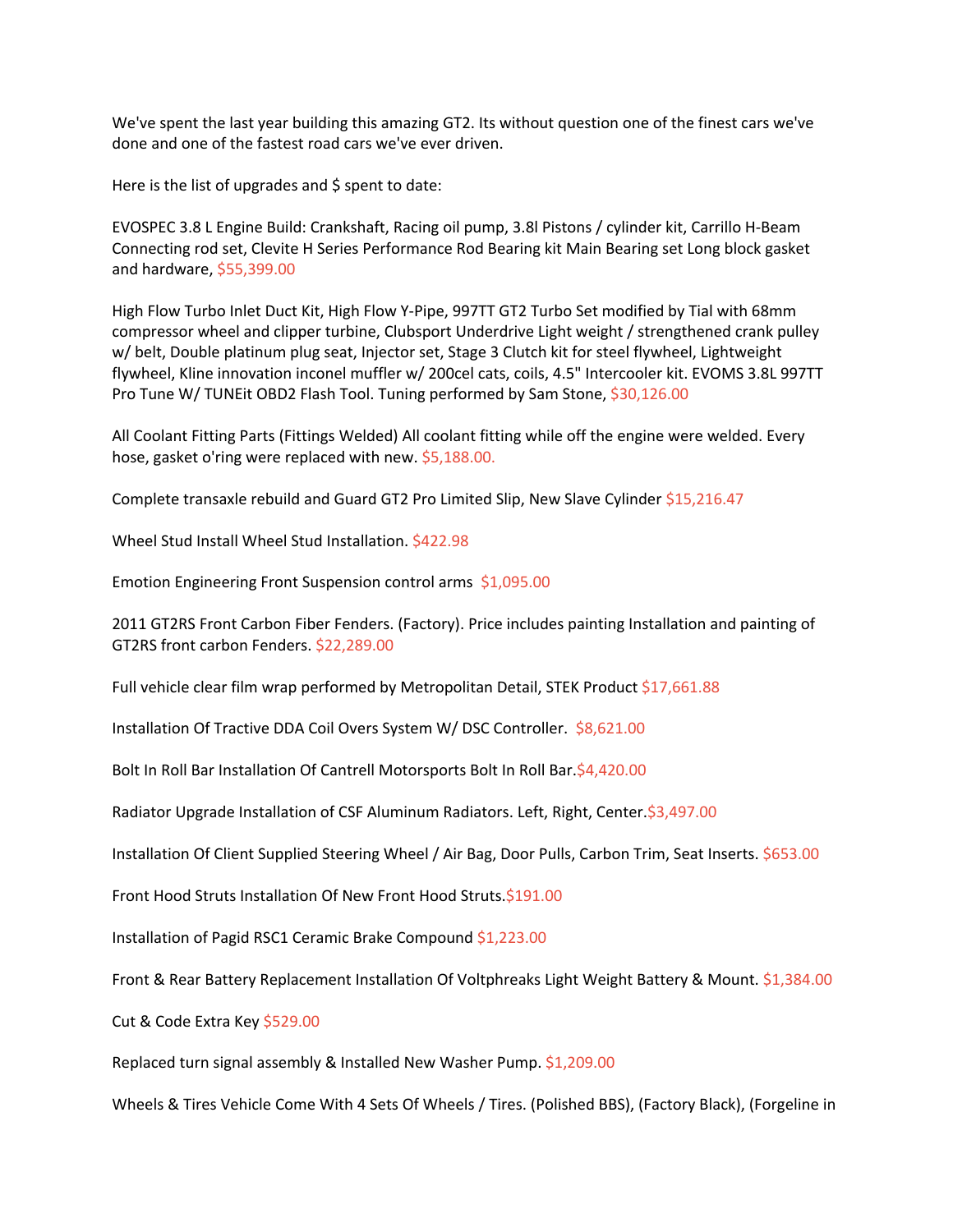We've spent the last year building this amazing GT2. Its without question one of the finest cars we've done and one of the fastest road cars we've ever driven.

Here is the list of upgrades and $ spent to date:

EVOSPEC 3.8 L Engine Build: Crankshaft, Racing oil pump, 3.8l Pistons / cylinder kit, Carrillo H-Beam Connecting rod set, Clevite H Series Performance Rod Bearing kit Main Bearing set Long block gasket and hardware, $55,399.00

High Flow Turbo Inlet Duct Kit, High Flow Y-Pipe, 997TT GT2 Turbo Set modified by Tial with 68mm compressor wheel and clipper turbine, Clubsport Underdrive Light weight / strengthened crank pulley w/ belt, Double platinum plug seat, Injector set, Stage 3 Clutch kit for steel flywheel, Lightweight flywheel, Kline innovation inconel muffler w/ 200cel cats, coils, 4.5" Intercooler kit. EVOMS 3.8L 997TT Pro Tune W/ TUNEit OBD2 Flash Tool. Tuning performed by Sam Stone, $30,126.00

All Coolant Fitting Parts (Fittings Welded) All coolant fitting while off the engine were welded. Every hose, gasket o'ring were replaced with new. $5,188.00.

Complete transaxle rebuild and Guard GT2 Pro Limited Slip, New Slave Cylinder $15,216.47

Wheel Stud Install Wheel Stud Installation. $422.98

Emotion Engineering Front Suspension control arms $1,095.00

2011 GT2RS Front Carbon Fiber Fenders. (Factory). Price includes painting Installation and painting of GT2RS front carbon Fenders. $22,289.00

Full vehicle clear film wrap performed by Metropolitan Detail, STEK Product $17,661.88

Installation Of Tractive DDA Coil Overs System W/ DSC Controller. $8,621.00

Bolt In Roll Bar Installation Of Cantrell Motorsports Bolt In Roll Bar.$4,420.00

Radiator Upgrade Installation of CSF Aluminum Radiators. Left, Right, Center.$3,497.00

Installation Of Client Supplied Steering Wheel / Air Bag, Door Pulls, Carbon Trim, Seat Inserts. $653.00

Front Hood Struts Installation Of New Front Hood Struts.$191.00

Installation of Pagid RSC1 Ceramic Brake Compound $1,223.00

Front & Rear Battery Replacement Installation Of Voltphreaks Light Weight Battery & Mount. $1,384.00

Cut & Code Extra Key $529.00

Replaced turn signal assembly & Installed New Washer Pump. $1,209.00

Wheels & Tires Vehicle Come With 4 Sets Of Wheels / Tires. (Polished BBS), (Factory Black), (Forgeline in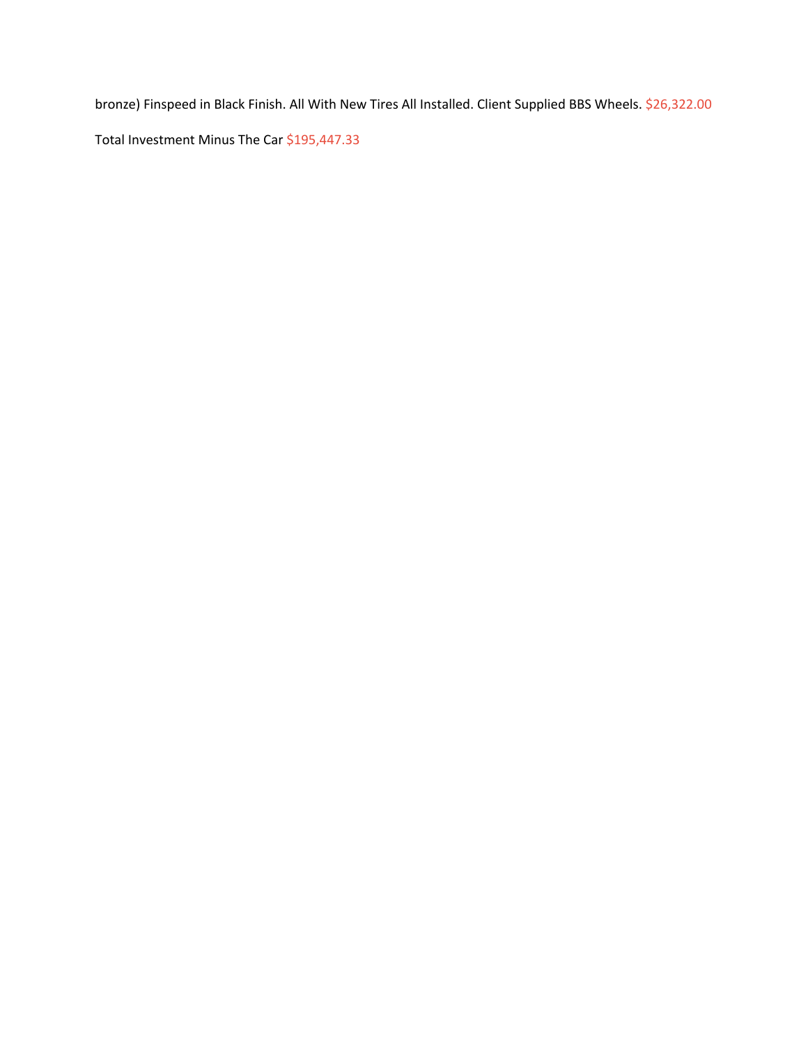bronze) Finspeed in Black Finish. All With New Tires All Installed. Client Supplied BBS Wheels. $26,322.00

Total Investment Minus The Car $195,447.33